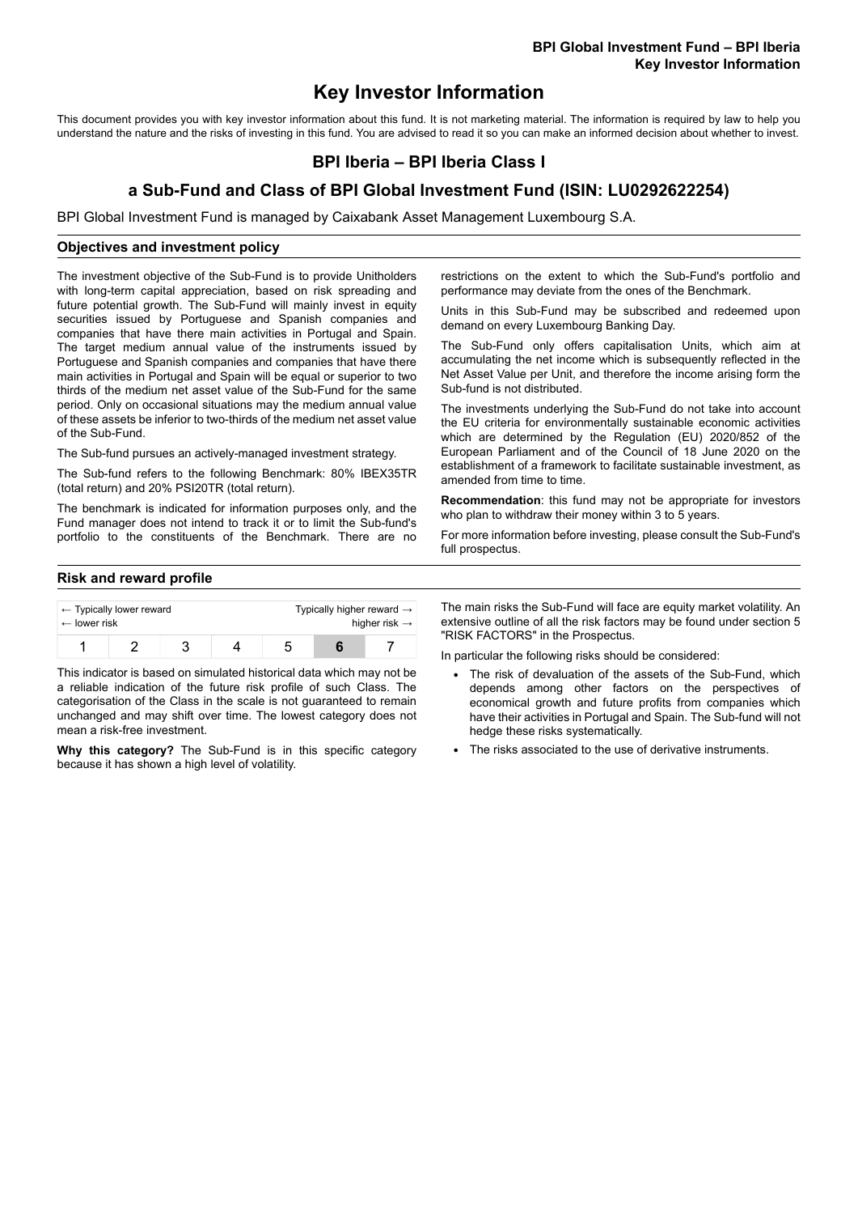# Key Investor Information

This document provides you with key investor information about this fund. It is not marketing material. The information is required by law to help you understand the nature and the risks of investing in this fund. You are advised to read it so you can make an informed decision about whether to invest.

## BPI Iberia – BPI Iberia Class I

## a Sub-Fund and Class of BPI Global Investment Fund (ISIN: LU0292622254)

BPI Global Investment Fund is managed by Caixabank Asset Management Luxembourg S.A.

### Objectives and investment policy

The investment objective of the Sub-Fund is to provide Unitholders with long-term capital appreciation, based on risk spreading and future potential growth. The Sub-Fund will mainly invest in equity securities issued by Portuguese and Spanish companies and companies that have there main activities in Portugal and Spain. The target medium annual value of the instruments issued by Portuguese and Spanish companies and companies that have there main activities in Portugal and Spain will be equal or superior to two thirds of the medium net asset value of the Sub-Fund for the same period. Only on occasional situations may the medium annual value of these assets be inferior to two-thirds of the medium net asset value of the Sub-Fund.

The Sub-fund pursues an actively-managed investment strategy.

The Sub-fund refers to the following Benchmark: 80% IBEX35TR (total return) and 20% PSI20TR (total return).

The benchmark is indicated for information purposes only, and the Fund manager does not intend to track it or to limit the Sub-fund's portfolio to the constituents of the Benchmark. There are no restrictions on the extent to which the Sub-Fund's portfolio and performance may deviate from the ones of the Benchmark.

Units in this Sub-Fund may be subscribed and redeemed upon demand on every Luxembourg Banking Day.

The Sub-Fund only offers capitalisation Units, which aim at accumulating the net income which is subsequently reflected in the Net Asset Value per Unit, and therefore the income arising form the Sub-fund is not distributed.

The investments underlying the Sub-Fund do not take into account the EU criteria for environmentally sustainable economic activities which are determined by the Regulation (EU) 2020/852 of the European Parliament and of the Council of 18 June 2020 on the establishment of a framework to facilitate sustainable investment, as amended from time to time.

**Recommendation**: this fund may not be appropriate for investors who plan to withdraw their money within 3 to 5 years.

For more information before investing, please consult the Sub-Fund's full prospectus.

### Risk and reward profile

| ← Typically lower reward<br>← lower risk | | | | | | Typically higher reward →<br>higher risk → |
|---|---|---|---|---|---|---|
| 1 | 2 | 3 | 4 | 5 | **6** | 7 |

This indicator is based on simulated historical data which may not be a reliable indication of the future risk profile of such Class. The categorisation of the Class in the scale is not guaranteed to remain unchanged and may shift over time. The lowest category does not mean a risk-free investment.

**Why this category?** The Sub-Fund is in this specific category because it has shown a high level of volatility.

The main risks the Sub-Fund will face are equity market volatility. An extensive outline of all the risk factors may be found under section 5 "RISK FACTORS" in the Prospectus.

In particular the following risks should be considered:

- The risk of devaluation of the assets of the Sub-Fund, which depends among other factors on the perspectives of economical growth and future profits from companies which have their activities in Portugal and Spain. The Sub-fund will not hedge these risks systematically.
- The risks associated to the use of derivative instruments.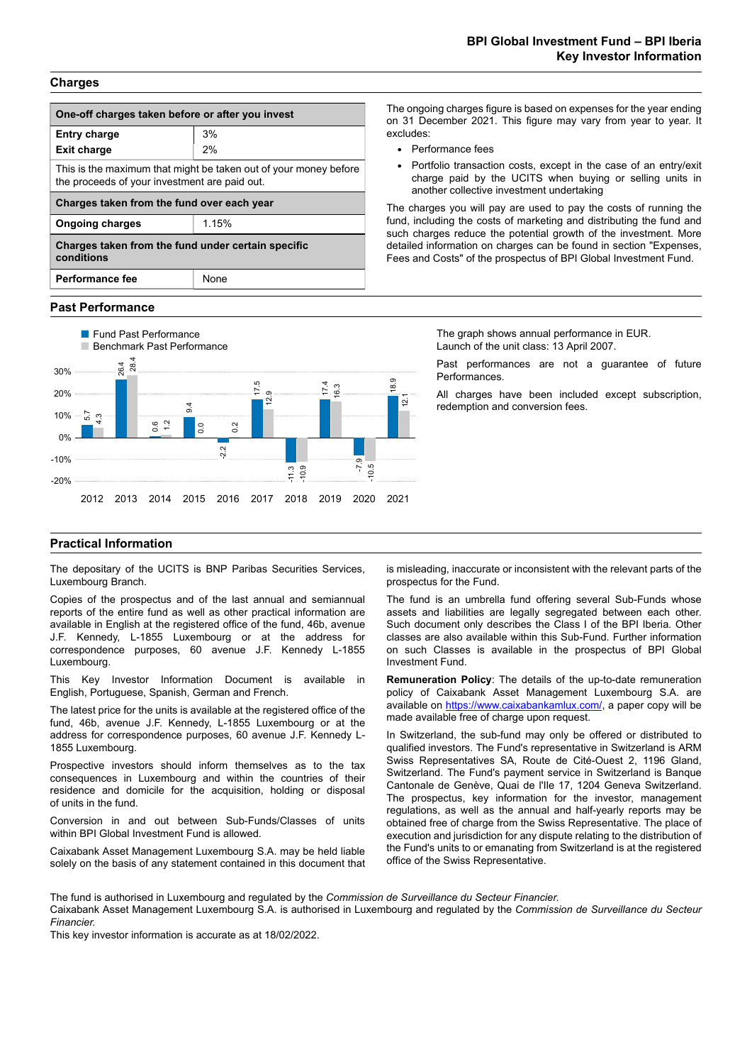## Charges

| One-off charges taken before or after you invest | |
|---|---|
| **Entry charge** | 3% |
| **Exit charge** | 2% |
| This is the maximum that might be taken out of your money before the proceeds of your investment are paid out. | |
| **Charges taken from the fund over each year** | |
| **Ongoing charges** | 1.15% |
| **Charges taken from the fund under certain specific conditions** | |
| **Performance fee** | None |

The ongoing charges figure is based on expenses for the year ending on 31 December 2021. This figure may vary from year to year. It excludes:

- Performance fees
- Portfolio transaction costs, except in the case of an entry/exit charge paid by the UCITS when buying or selling units in another collective investment undertaking

The charges you will pay are used to pay the costs of running the fund, including the costs of marketing and distributing the fund and such charges reduce the potential growth of the investment. More detailed information on charges can be found in section "Expenses, Fees and Costs" of the prospectus of BPI Global Investment Fund.

## Past Performance

Fund Past Performance
Benchmark Past Performance

30%
20%
10%
0%
-10%
-20%

2012: 5.7, 4.3
2013: 26.4, 28.4
2014: 0.6, 1.2
2015: 9.4, 0.0
2016: -2.2, 0.2
2017: 17.5, 12.9
2018: -11.3, -10.9
2019: 17.4, 16.3
2020: -7.9, -10.5
2021: 18.9, 12.1

The graph shows annual performance in EUR.
Launch of the unit class: 13 April 2007.

Past performances are not a guarantee of future Performances.

All charges have been included except subscription, redemption and conversion fees.

## Practical Information

The depositary of the UCITS is BNP Paribas Securities Services, Luxembourg Branch.

Copies of the prospectus and of the last annual and semiannual reports of the entire fund as well as other practical information are available in English at the registered office of the fund, 46b, avenue J.F. Kennedy, L-1855 Luxembourg or at the address for correspondence purposes, 60 avenue J.F. Kennedy L-1855 Luxembourg.

This Key Investor Information Document is available in English, Portuguese, Spanish, German and French.

The latest price for the units is available at the registered office of the fund, 46b, avenue J.F. Kennedy, L-1855 Luxembourg or at the address for correspondence purposes, 60 avenue J.F. Kennedy L-1855 Luxembourg.

Prospective investors should inform themselves as to the tax consequences in Luxembourg and within the countries of their residence and domicile for the acquisition, holding or disposal of units in the fund.

Conversion in and out between Sub-Funds/Classes of units within BPI Global Investment Fund is allowed.

Caixabank Asset Management Luxembourg S.A. may be held liable solely on the basis of any statement contained in this document that is misleading, inaccurate or inconsistent with the relevant parts of the prospectus for the Fund.

The fund is an umbrella fund offering several Sub-Funds whose assets and liabilities are legally segregated between each other. Such document only describes the Class I of the BPI Iberia. Other classes are also available within this Sub-Fund. Further information on such Classes is available in the prospectus of BPI Global Investment Fund.

**Remuneration Policy**: The details of the up-to-date remuneration policy of Caixabank Asset Management Luxembourg S.A. are available on https://www.caixabankamlux.com/, a paper copy will be made available free of charge upon request.

In Switzerland, the sub-fund may only be offered or distributed to qualified investors. The Fund's representative in Switzerland is ARM Swiss Representatives SA, Route de Cité-Ouest 2, 1196 Gland, Switzerland. The Fund's payment service in Switzerland is Banque Cantonale de Genève, Quai de l'Ile 17, 1204 Geneva Switzerland. The prospectus, key information for the investor, management regulations, as well as the annual and half-yearly reports may be obtained free of charge from the Swiss Representative. The place of execution and jurisdiction for any dispute relating to the distribution of the Fund's units to or emanating from Switzerland is at the registered office of the Swiss Representative.

The fund is authorised in Luxembourg and regulated by the *Commission de Surveillance du Secteur Financier.*
Caixabank Asset Management Luxembourg S.A. is authorised in Luxembourg and regulated by the *Commission de Surveillance du Secteur Financier.*
This key investor information is accurate as at 18/02/2022.